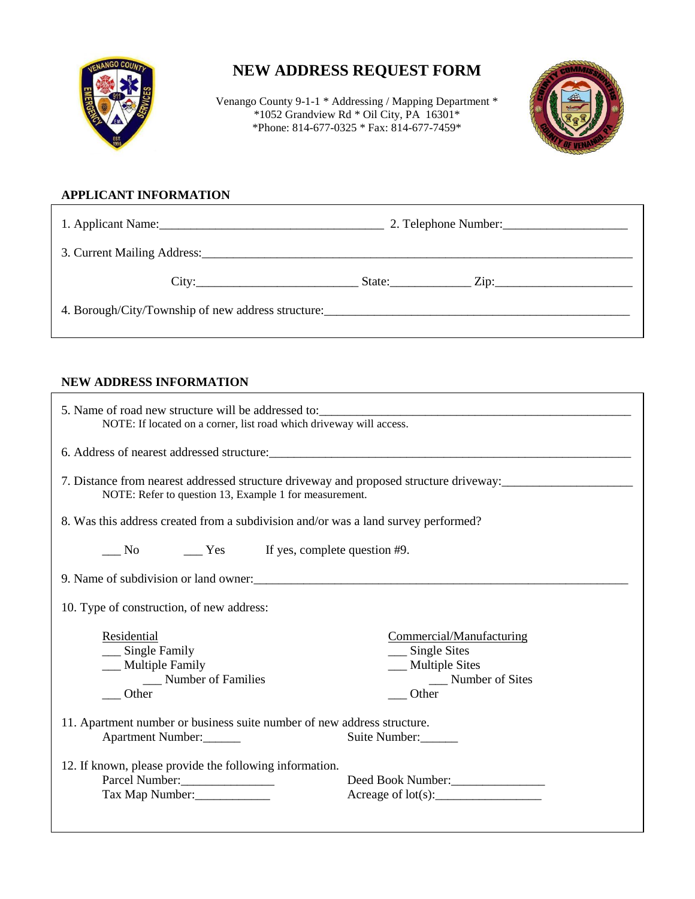# NEW ADDRESS REQUEST FORM

Venango County 9-1-1 * Addressing / Mapping Department *
*1052 Grandview Rd * Oil City, PA 16301*
*Phone: 814-677-0325 * Fax: 814-677-7459*

## APPLICANT INFORMATION

1. Applicant Name:____________________________________ 2. Telephone Number:___________________

3. Current Mailing Address:______________________________________________________________________

City:_________________________ State:____________ Zip:_____________________

4. Borough/City/Township of new address structure:_______________________________________________

## NEW ADDRESS INFORMATION

5. Name of road new structure will be addressed to:_________________________________________________
   NOTE: If located on a corner, list road which driveway will access.

6. Address of nearest addressed structure:_______________________________________________________

7. Distance from nearest addressed structure driveway and proposed structure driveway:____________________
   NOTE: Refer to question 13, Example 1 for measurement.

8. Was this address created from a subdivision and/or was a land survey performed?

   ___ No ___ Yes If yes, complete question #9.

9. Name of subdivision or land owner:____________________________________________________________

10. Type of construction, of new address:

| Residential | Commercial/Manufacturing |
|---|---|
| ___ Single Family | ___ Single Sites |
| ___ Multiple Family | ___ Multiple Sites |
| ___ Number of Families | ___ Number of Sites |
| ___ Other | ___ Other |

11. Apartment number or business suite number of new address structure.
    Apartment Number:______ Suite Number:______

12. If known, please provide the following information.
    Parcel Number:_______________ Deed Book Number:_______________
    Tax Map Number:____________ Acreage of lot(s):_________________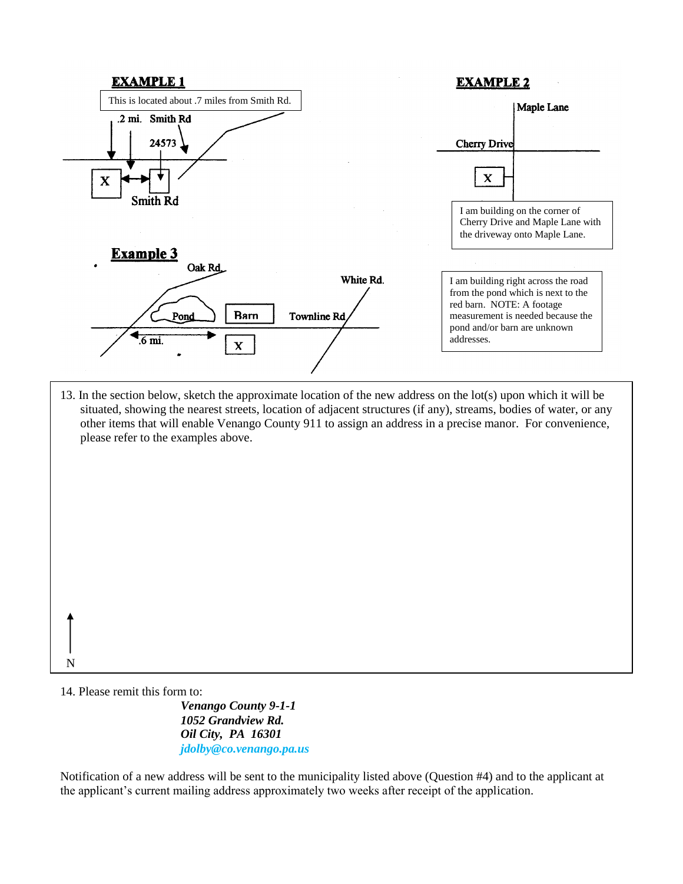**EXAMPLE 1**

This is located about .7 miles from Smith Rd.

.2 mi. Smith Rd

24573

X

Smith Rd

**EXAMPLE 2**

Maple Lane

Cherry Drive

X

I am building on the corner of Cherry Drive and Maple Lane with the driveway onto Maple Lane.

**Example 3**

Oak Rd.

White Rd.

Pond

Barn

Townline Rd

.6 mi.

X

I am building right across the road from the pond which is next to the red barn. NOTE: A footage measurement is needed because the pond and/or barn are unknown addresses.

13. In the section below, sketch the approximate location of the new address on the lot(s) upon which it will be situated, showing the nearest streets, location of adjacent structures (if any), streams, bodies of water, or any other items that will enable Venango County 911 to assign an address in a precise manor. For convenience, please refer to the examples above.

N

14. Please remit this form to:

*Venango County 9-1-1*
*1052 Grandview Rd.*
*Oil City, PA 16301*
*jdolby@co.venango.pa.us*

Notification of a new address will be sent to the municipality listed above (Question #4) and to the applicant at the applicant's current mailing address approximately two weeks after receipt of the application.